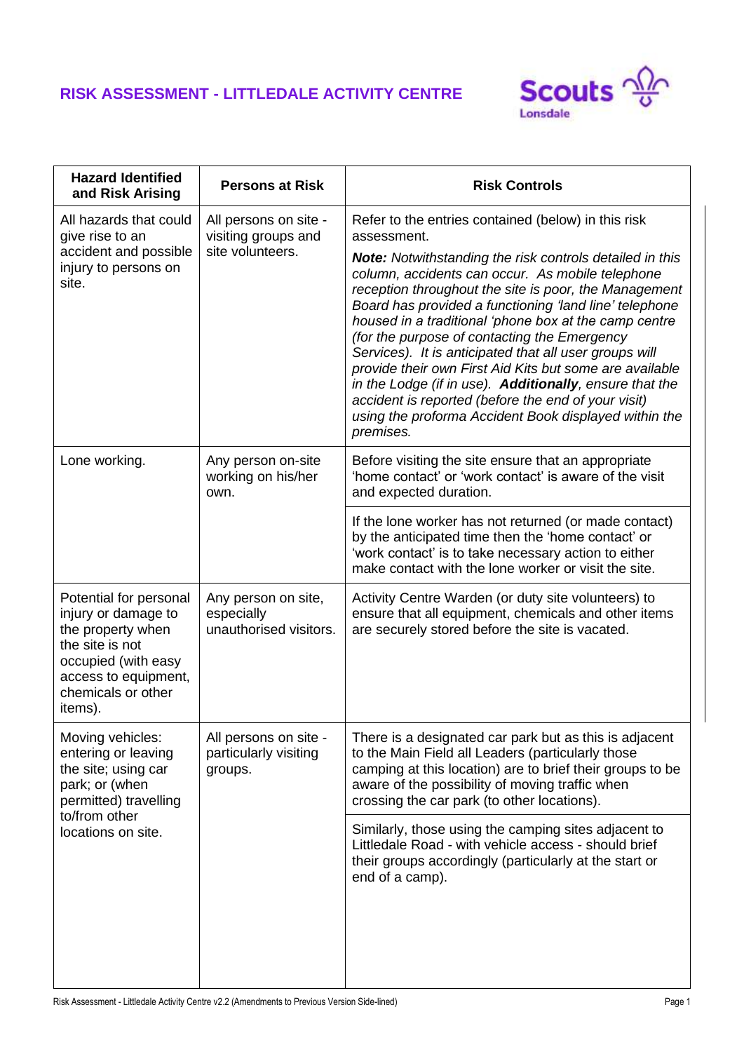# RISK ASSESSMENT - LITTLEDALE ACTIVITY CENTRE

| Hazard Identified and Risk Arising | Persons at Risk | Risk Controls |
|---|---|---|
| All hazards that could give rise to an accident and possible injury to persons on site. | All persons on site - visiting groups and site volunteers. | Refer to the entries contained (below) in this risk assessment. <br><br> ***Note:** Notwithstanding the risk controls detailed in this column, accidents can occur. As mobile telephone reception throughout the site is poor, the Management Board has provided a functioning 'land line' telephone housed in a traditional 'phone box at the camp centre (for the purpose of contacting the Emergency Services). It is anticipated that all user groups will provide their own First Aid Kits but some are available in the Lodge (if in use). **Additionally**, ensure that the accident is reported (before the end of your visit) using the proforma Accident Book displayed within the premises.* |
| Lone working. | Any person on-site working on his/her own. | Before visiting the site ensure that an appropriate 'home contact' or 'work contact' is aware of the visit and expected duration. |
| | | If the lone worker has not returned (or made contact) by the anticipated time then the 'home contact' or 'work contact' is to take necessary action to either make contact with the lone worker or visit the site. |
| Potential for personal injury or damage to the property when the site is not occupied (with easy access to equipment, chemicals or other items). | Any person on site, especially unauthorised visitors. | Activity Centre Warden (or duty site volunteers) to ensure that all equipment, chemicals and other items are securely stored before the site is vacated. |
| Moving vehicles: entering or leaving the site; using car park; or (when permitted) travelling to/from other locations on site. | All persons on site - particularly visiting groups. | There is a designated car park but as this is adjacent to the Main Field all Leaders (particularly those camping at this location) are to brief their groups to be aware of the possibility of moving traffic when crossing the car park (to other locations). |
| | | Similarly, those using the camping sites adjacent to Littledale Road - with vehicle access - should brief their groups accordingly (particularly at the start or end of a camp). |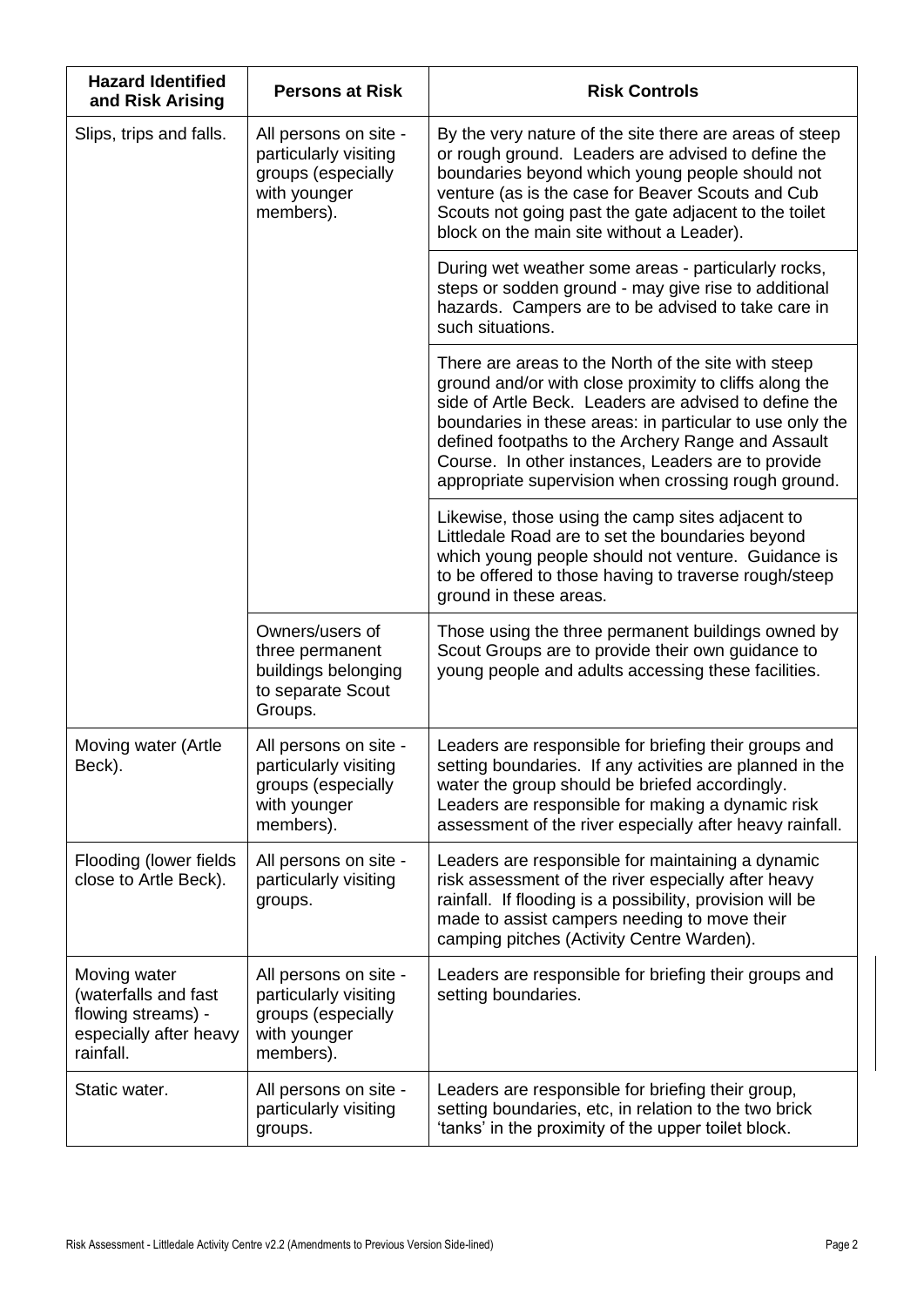| Hazard Identified and Risk Arising | Persons at Risk | Risk Controls |
|---|---|---|
| Slips, trips and falls. | All persons on site - particularly visiting groups (especially with younger members). | By the very nature of the site there are areas of steep or rough ground. Leaders are advised to define the boundaries beyond which young people should not venture (as is the case for Beaver Scouts and Cub Scouts not going past the gate adjacent to the toilet block on the main site without a Leader). |
| | | During wet weather some areas - particularly rocks, steps or sodden ground - may give rise to additional hazards. Campers are to be advised to take care in such situations. |
| | | There are areas to the North of the site with steep ground and/or with close proximity to cliffs along the side of Artle Beck. Leaders are advised to define the boundaries in these areas: in particular to use only the defined footpaths to the Archery Range and Assault Course. In other instances, Leaders are to provide appropriate supervision when crossing rough ground. |
| | | Likewise, those using the camp sites adjacent to Littledale Road are to set the boundaries beyond which young people should not venture. Guidance is to be offered to those having to traverse rough/steep ground in these areas. |
| | Owners/users of three permanent buildings belonging to separate Scout Groups. | Those using the three permanent buildings owned by Scout Groups are to provide their own guidance to young people and adults accessing these facilities. |
| Moving water (Artle Beck). | All persons on site - particularly visiting groups (especially with younger members). | Leaders are responsible for briefing their groups and setting boundaries. If any activities are planned in the water the group should be briefed accordingly. Leaders are responsible for making a dynamic risk assessment of the river especially after heavy rainfall. |
| Flooding (lower fields close to Artle Beck). | All persons on site - particularly visiting groups. | Leaders are responsible for maintaining a dynamic risk assessment of the river especially after heavy rainfall. If flooding is a possibility, provision will be made to assist campers needing to move their camping pitches (Activity Centre Warden). |
| Moving water (waterfalls and fast flowing streams) - especially after heavy rainfall. | All persons on site - particularly visiting groups (especially with younger members). | Leaders are responsible for briefing their groups and setting boundaries. |
| Static water. | All persons on site - particularly visiting groups. | Leaders are responsible for briefing their group, setting boundaries, etc, in relation to the two brick 'tanks' in the proximity of the upper toilet block. |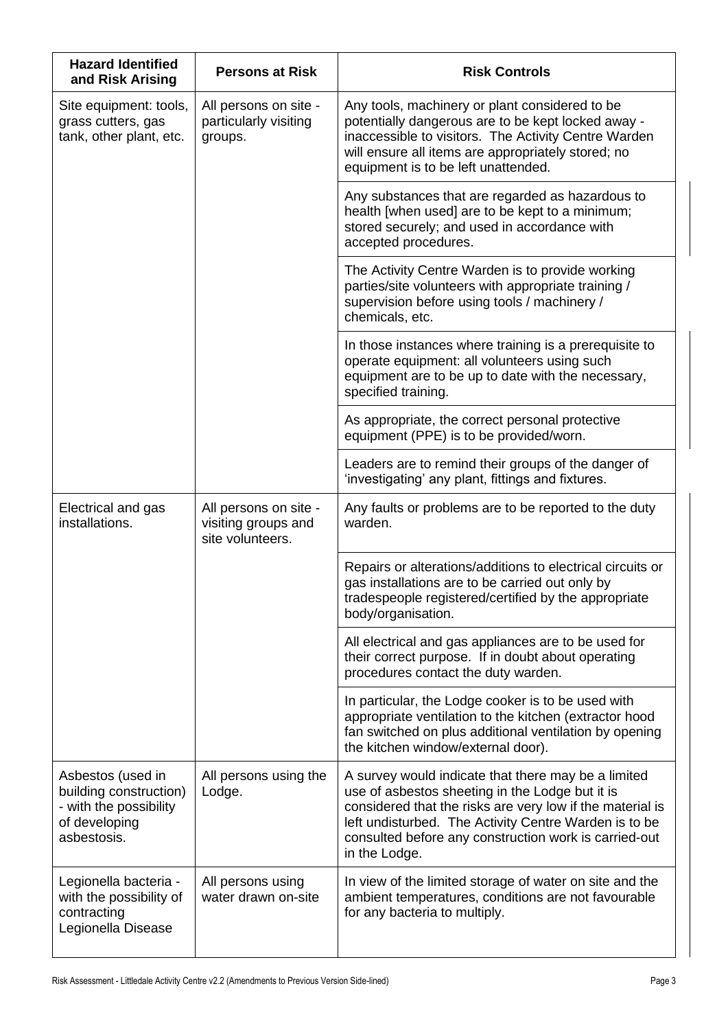| Hazard Identified and Risk Arising | Persons at Risk | Risk Controls |
|---|---|---|
| Site equipment: tools, grass cutters, gas tank, other plant, etc. | All persons on site - particularly visiting groups. | Any tools, machinery or plant considered to be potentially dangerous are to be kept locked away - inaccessible to visitors. The Activity Centre Warden will ensure all items are appropriately stored; no equipment is to be left unattended. |
| | | Any substances that are regarded as hazardous to health [when used] are to be kept to a minimum; stored securely; and used in accordance with accepted procedures. |
| | | The Activity Centre Warden is to provide working parties/site volunteers with appropriate training / supervision before using tools / machinery / chemicals, etc. |
| | | In those instances where training is a prerequisite to operate equipment: all volunteers using such equipment are to be up to date with the necessary, specified training. |
| | | As appropriate, the correct personal protective equipment (PPE) is to be provided/worn. |
| | | Leaders are to remind their groups of the danger of 'investigating' any plant, fittings and fixtures. |
| Electrical and gas installations. | All persons on site - visiting groups and site volunteers. | Any faults or problems are to be reported to the duty warden. |
| | | Repairs or alterations/additions to electrical circuits or gas installations are to be carried out only by tradespeople registered/certified by the appropriate body/organisation. |
| | | All electrical and gas appliances are to be used for their correct purpose. If in doubt about operating procedures contact the duty warden. |
| | | In particular, the Lodge cooker is to be used with appropriate ventilation to the kitchen (extractor hood fan switched on plus additional ventilation by opening the kitchen window/external door). |
| Asbestos (used in building construction) - with the possibility of developing asbestosis. | All persons using the Lodge. | A survey would indicate that there may be a limited use of asbestos sheeting in the Lodge but it is considered that the risks are very low if the material is left undisturbed. The Activity Centre Warden is to be consulted before any construction work is carried-out in the Lodge. |
| Legionella bacteria - with the possibility of contracting Legionella Disease | All persons using water drawn on-site | In view of the limited storage of water on site and the ambient temperatures, conditions are not favourable for any bacteria to multiply. |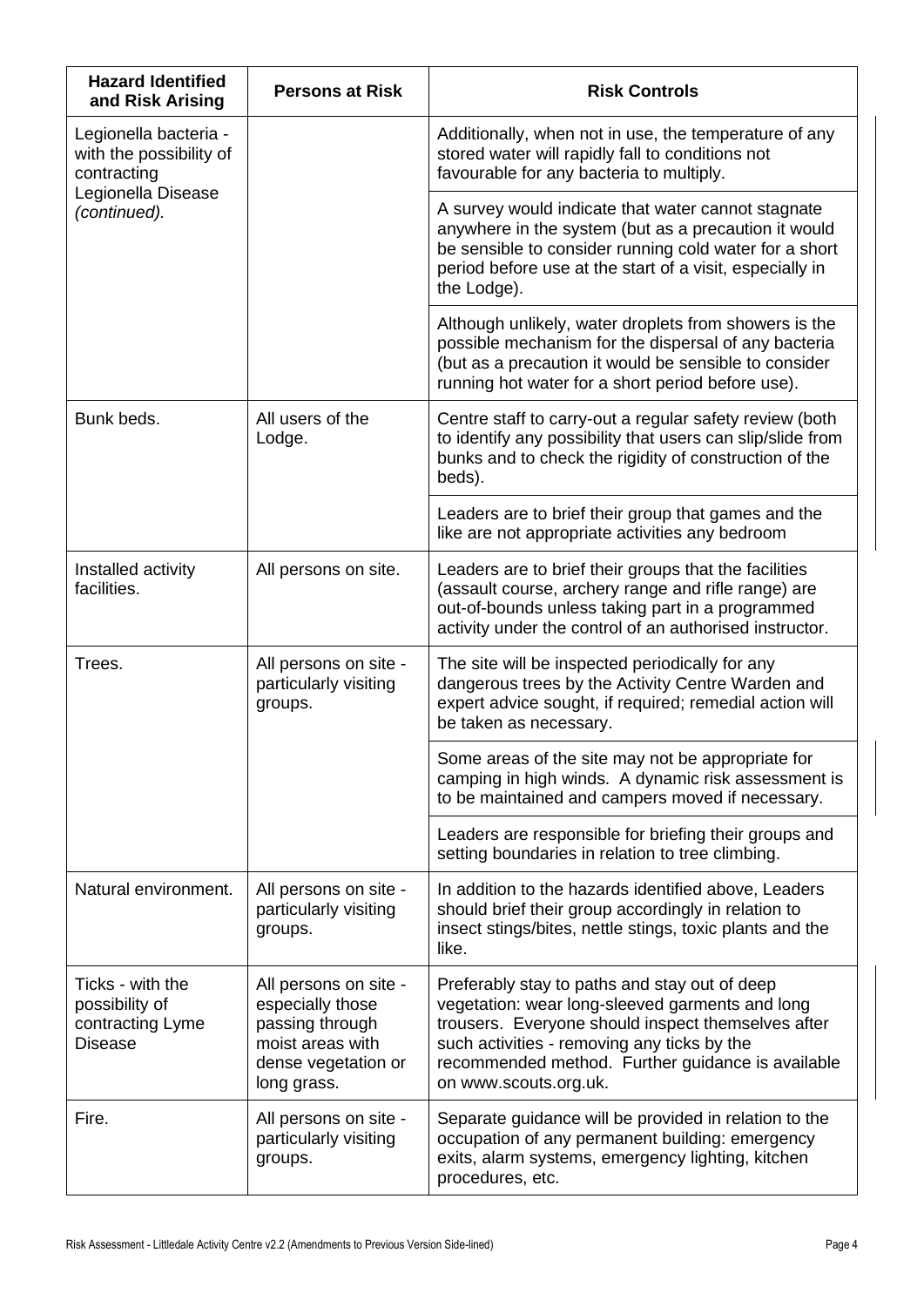| Hazard Identified and Risk Arising | Persons at Risk | Risk Controls |
|---|---|---|
| Legionella bacteria - with the possibility of contracting Legionella Disease *(continued).* | | Additionally, when not in use, the temperature of any stored water will rapidly fall to conditions not favourable for any bacteria to multiply. |
| | | A survey would indicate that water cannot stagnate anywhere in the system (but as a precaution it would be sensible to consider running cold water for a short period before use at the start of a visit, especially in the Lodge). |
| | | Although unlikely, water droplets from showers is the possible mechanism for the dispersal of any bacteria (but as a precaution it would be sensible to consider running hot water for a short period before use). |
| Bunk beds. | All users of the Lodge. | Centre staff to carry-out a regular safety review (both to identify any possibility that users can slip/slide from bunks and to check the rigidity of construction of the beds). |
| | | Leaders are to brief their group that games and the like are not appropriate activities any bedroom |
| Installed activity facilities. | All persons on site. | Leaders are to brief their groups that the facilities (assault course, archery range and rifle range) are out-of-bounds unless taking part in a programmed activity under the control of an authorised instructor. |
| Trees. | All persons on site - particularly visiting groups. | The site will be inspected periodically for any dangerous trees by the Activity Centre Warden and expert advice sought, if required; remedial action will be taken as necessary. |
| | | Some areas of the site may not be appropriate for camping in high winds. A dynamic risk assessment is to be maintained and campers moved if necessary. |
| | | Leaders are responsible for briefing their groups and setting boundaries in relation to tree climbing. |
| Natural environment. | All persons on site - particularly visiting groups. | In addition to the hazards identified above, Leaders should brief their group accordingly in relation to insect stings/bites, nettle stings, toxic plants and the like. |
| Ticks - with the possibility of contracting Lyme Disease | All persons on site - especially those passing through moist areas with dense vegetation or long grass. | Preferably stay to paths and stay out of deep vegetation: wear long-sleeved garments and long trousers. Everyone should inspect themselves after such activities - removing any ticks by the recommended method. Further guidance is available on www.scouts.org.uk. |
| Fire. | All persons on site - particularly visiting groups. | Separate guidance will be provided in relation to the occupation of any permanent building: emergency exits, alarm systems, emergency lighting, kitchen procedures, etc. |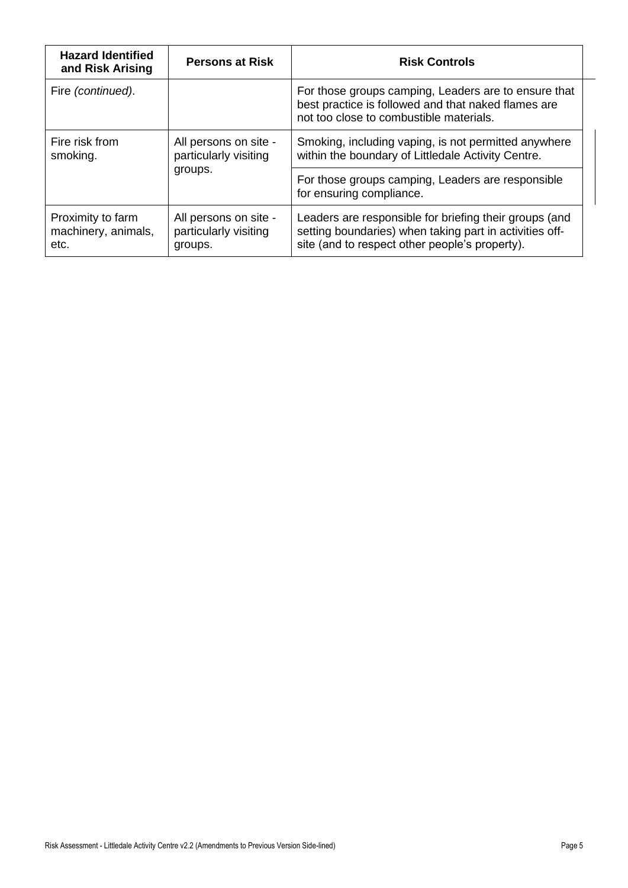| Hazard Identified and Risk Arising | Persons at Risk | Risk Controls |
|---|---|---|
| Fire *(continued)*. | | For those groups camping, Leaders are to ensure that best practice is followed and that naked flames are not too close to combustible materials. |
| Fire risk from smoking. | All persons on site - particularly visiting groups. | Smoking, including vaping, is not permitted anywhere within the boundary of Littledale Activity Centre. |
| | | For those groups camping, Leaders are responsible for ensuring compliance. |
| Proximity to farm machinery, animals, etc. | All persons on site - particularly visiting groups. | Leaders are responsible for briefing their groups (and setting boundaries) when taking part in activities off-site (and to respect other people's property). |